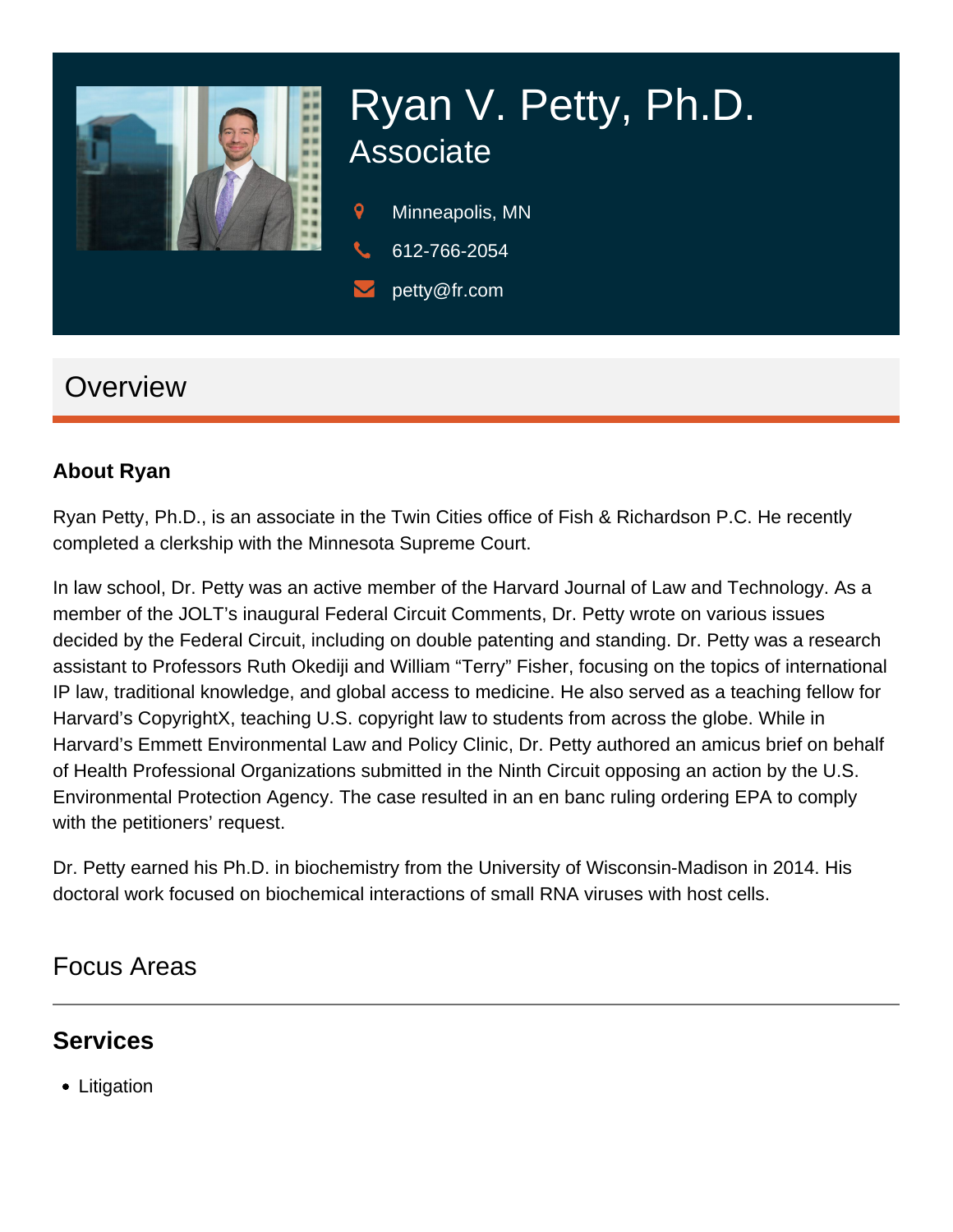# Ryan V. Petty, Ph.D.

## Associate

Minneapolis, MN

612-766-2054

petty@fr.com

## Overview

### About Ryan

Ryan Petty, Ph.D., is an associate in the Twin Cities office of Fish & Richardson P.C. He recently completed a clerkship with the Minnesota Supreme Court.

In law school, Dr. Petty was an active member of the Harvard Journal of Law and Technology. As a member of the JOLT's inaugural Federal Circuit Comments, Dr. Petty wrote on various issues decided by the Federal Circuit, including on double patenting and standing. Dr. Petty was a research assistant to Professors Ruth Okediji and William "Terry" Fisher, focusing on the topics of international IP law, traditional knowledge, and global access to medicine. He also served as a teaching fellow for Harvard's CopyrightX, teaching U.S. copyright law to students from across the globe. While in Harvard's Emmett Environmental Law and Policy Clinic, Dr. Petty authored an amicus brief on behalf of Health Professional Organizations submitted in the Ninth Circuit opposing an action by the U.S. Environmental Protection Agency. The case resulted in an en banc ruling ordering EPA to comply with the petitioners' request.

Dr. Petty earned his Ph.D. in biochemistry from the University of Wisconsin-Madison in 2014. His doctoral work focused on biochemical interactions of small RNA viruses with host cells.

## Focus Areas

### Services

- Litigation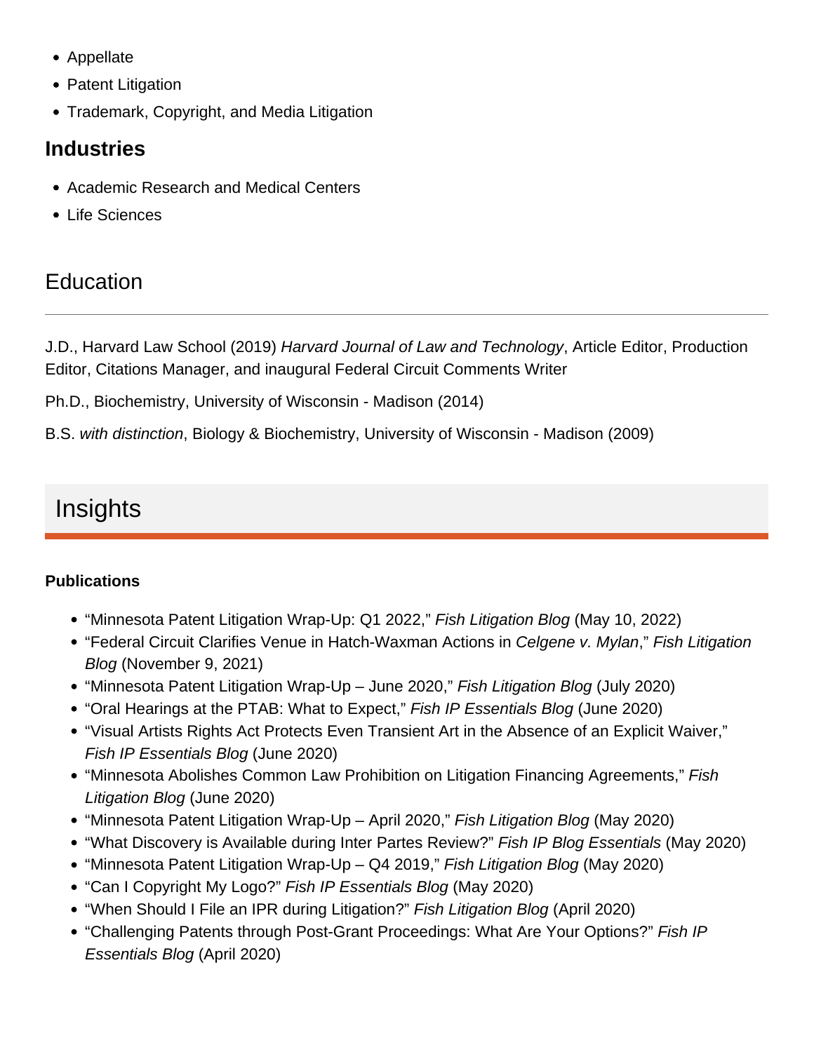- Appellate
- Patent Litigation
- Trademark, Copyright, and Media Litigation

### Industries

- Academic Research and Medical Centers
- Life Sciences

## Education

J.D., Harvard Law School (2019) *Harvard Journal of Law and Technology*, Article Editor, Production Editor, Citations Manager, and inaugural Federal Circuit Comments Writer

Ph.D., Biochemistry, University of Wisconsin - Madison (2014)

B.S. *with distinction*, Biology & Biochemistry, University of Wisconsin - Madison (2009)

## Insights

**Publications**

- "Minnesota Patent Litigation Wrap-Up: Q1 2022," *Fish Litigation Blog* (May 10, 2022)
- "Federal Circuit Clarifies Venue in Hatch-Waxman Actions in *Celgene v. Mylan*," *Fish Litigation Blog* (November 9, 2021)
- "Minnesota Patent Litigation Wrap-Up – June 2020," *Fish Litigation Blog* (July 2020)
- "Oral Hearings at the PTAB: What to Expect," *Fish IP Essentials Blog* (June 2020)
- "Visual Artists Rights Act Protects Even Transient Art in the Absence of an Explicit Waiver," *Fish IP Essentials Blog* (June 2020)
- "Minnesota Abolishes Common Law Prohibition on Litigation Financing Agreements," *Fish Litigation Blog* (June 2020)
- "Minnesota Patent Litigation Wrap-Up – April 2020," *Fish Litigation Blog* (May 2020)
- "What Discovery is Available during Inter Partes Review?" *Fish IP Blog Essentials* (May 2020)
- "Minnesota Patent Litigation Wrap-Up – Q4 2019," *Fish Litigation Blog* (May 2020)
- "Can I Copyright My Logo?" *Fish IP Essentials Blog* (May 2020)
- "When Should I File an IPR during Litigation?" *Fish Litigation Blog* (April 2020)
- "Challenging Patents through Post-Grant Proceedings: What Are Your Options?" *Fish IP Essentials Blog* (April 2020)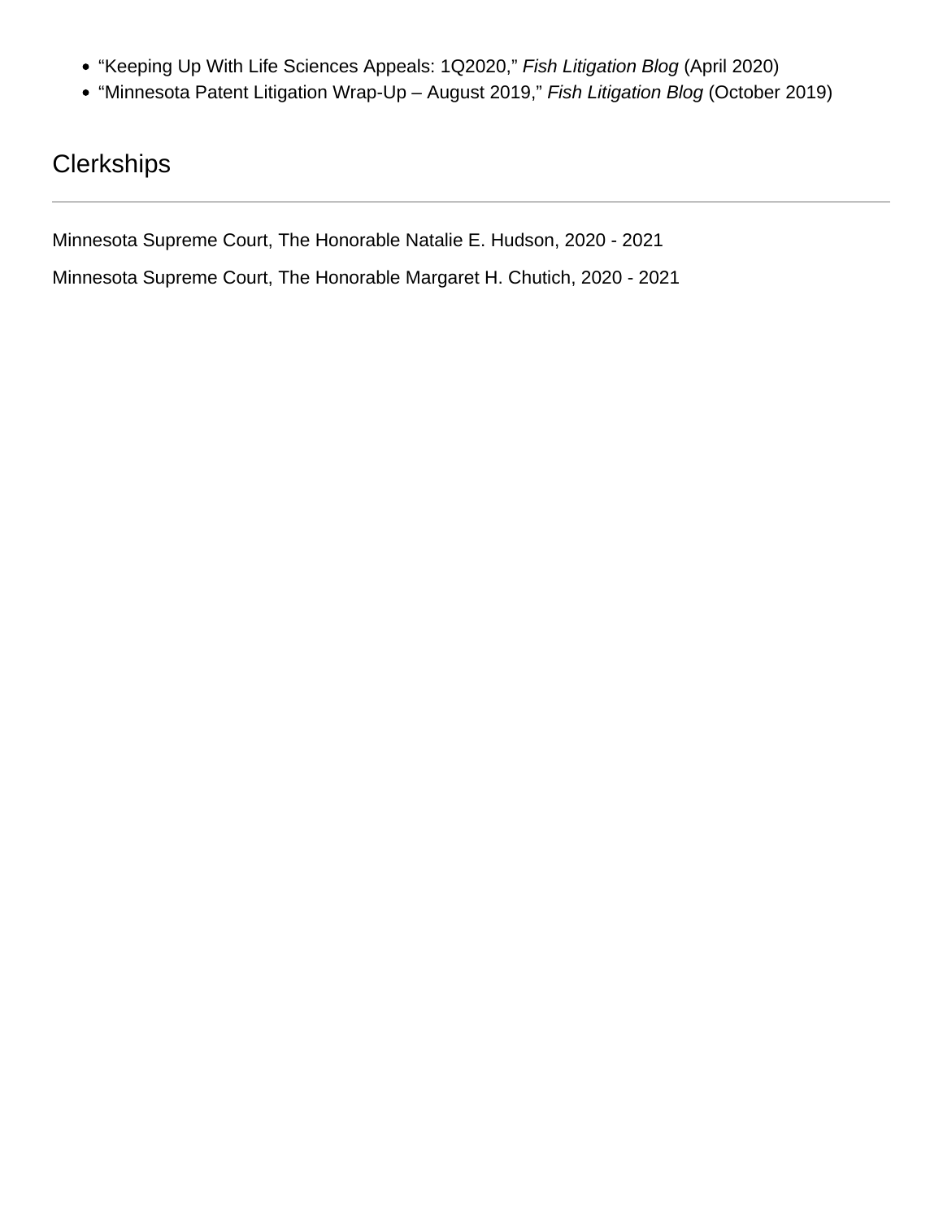- "Keeping Up With Life Sciences Appeals: 1Q2020," *Fish Litigation Blog* (April 2020)
- "Minnesota Patent Litigation Wrap-Up – August 2019," *Fish Litigation Blog* (October 2019)

## Clerkships

Minnesota Supreme Court, The Honorable Natalie E. Hudson, 2020 - 2021

Minnesota Supreme Court, The Honorable Margaret H. Chutich, 2020 - 2021